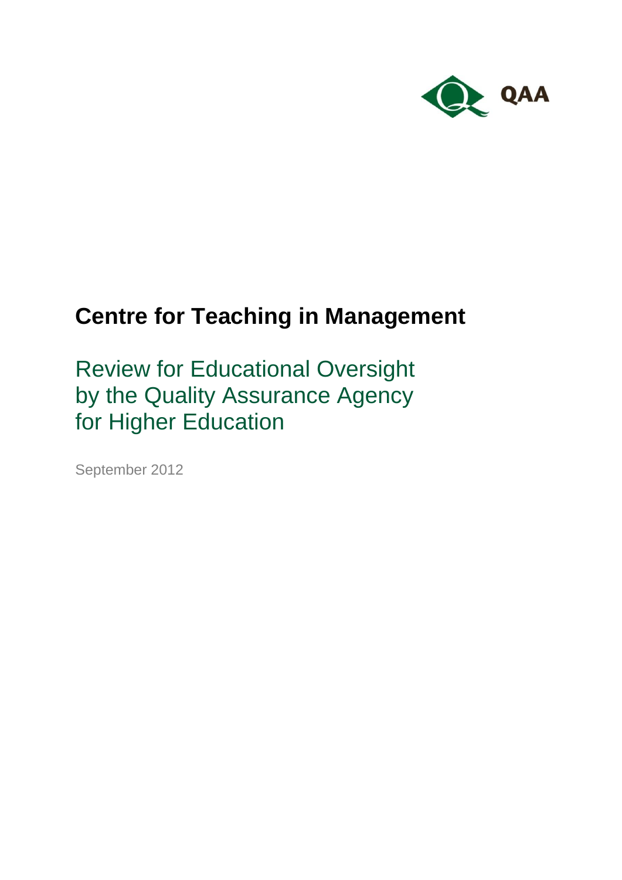QAA

# Centre for Teaching in Management

## Review for Educational Oversight by the Quality Assurance Agency for Higher Education

September 2012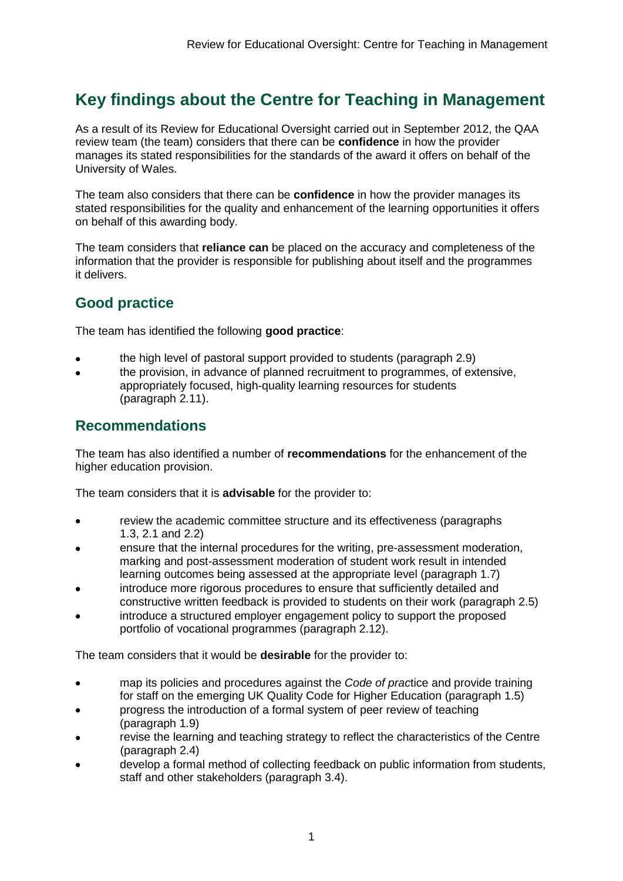# Key findings about the Centre for Teaching in Management

As a result of its Review for Educational Oversight carried out in September 2012, the QAA review team (the team) considers that there can be **confidence** in how the provider manages its stated responsibilities for the standards of the award it offers on behalf of the University of Wales.

The team also considers that there can be **confidence** in how the provider manages its stated responsibilities for the quality and enhancement of the learning opportunities it offers on behalf of this awarding body.

The team considers that **reliance can** be placed on the accuracy and completeness of the information that the provider is responsible for publishing about itself and the programmes it delivers.

## Good practice

The team has identified the following **good practice**:

- the high level of pastoral support provided to students (paragraph 2.9)
- the provision, in advance of planned recruitment to programmes, of extensive, appropriately focused, high-quality learning resources for students (paragraph 2.11).

## Recommendations

The team has also identified a number of **recommendations** for the enhancement of the higher education provision.

The team considers that it is **advisable** for the provider to:

- review the academic committee structure and its effectiveness (paragraphs 1.3, 2.1 and 2.2)
- ensure that the internal procedures for the writing, pre-assessment moderation, marking and post-assessment moderation of student work result in intended learning outcomes being assessed at the appropriate level (paragraph 1.7)
- introduce more rigorous procedures to ensure that sufficiently detailed and constructive written feedback is provided to students on their work (paragraph 2.5)
- introduce a structured employer engagement policy to support the proposed portfolio of vocational programmes (paragraph 2.12).

The team considers that it would be **desirable** for the provider to:

- map its policies and procedures against the *Code of prac*tice and provide training for staff on the emerging UK Quality Code for Higher Education (paragraph 1.5)
- progress the introduction of a formal system of peer review of teaching (paragraph 1.9)
- revise the learning and teaching strategy to reflect the characteristics of the Centre (paragraph 2.4)
- develop a formal method of collecting feedback on public information from students, staff and other stakeholders (paragraph 3.4).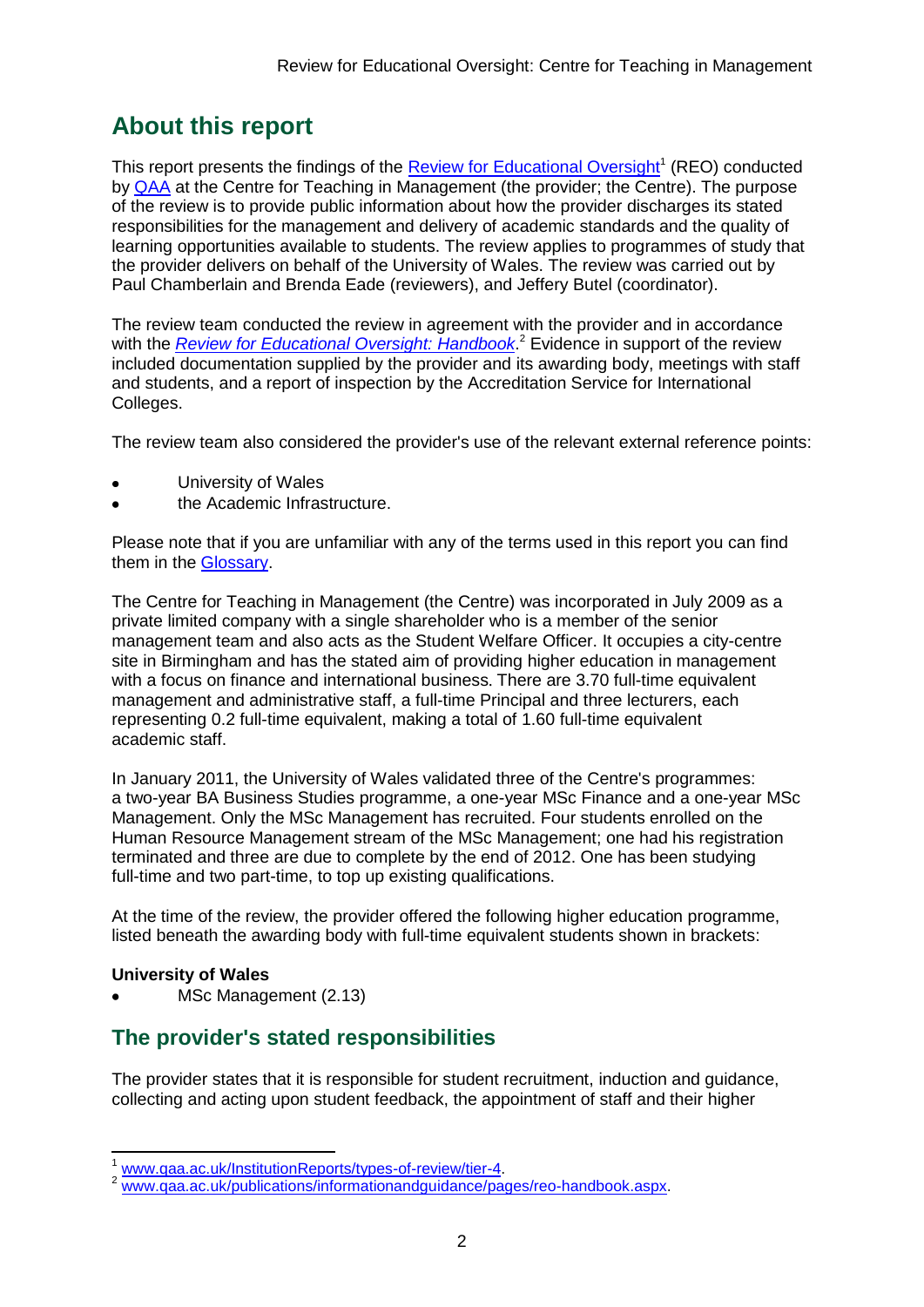## About this report

This report presents the findings of the [Review for Educational Oversight](www.qaa.ac.uk/InstitutionReports/types-of-review/tier-4)[1] (REO) conducted by [QAA](http://www.qaa.ac.uk) at the Centre for Teaching in Management (the provider; the Centre). The purpose of the review is to provide public information about how the provider discharges its stated responsibilities for the management and delivery of academic standards and the quality of learning opportunities available to students. The review applies to programmes of study that the provider delivers on behalf of the University of Wales. The review was carried out by Paul Chamberlain and Brenda Eade (reviewers), and Jeffery Butel (coordinator).

The review team conducted the review in agreement with the provider and in accordance with the *[Review for Educational Oversight: Handbook](www.qaa.ac.uk/publications/informationandguidance/pages/reo-handbook.aspx)*.[2] Evidence in support of the review included documentation supplied by the provider and its awarding body, meetings with staff and students, and a report of inspection by the Accreditation Service for International Colleges.

The review team also considered the provider's use of the relevant external reference points:

- University of Wales
- the Academic Infrastructure.

Please note that if you are unfamiliar with any of the terms used in this report you can find them in the Glossary.

The Centre for Teaching in Management (the Centre) was incorporated in July 2009 as a private limited company with a single shareholder who is a member of the senior management team and also acts as the Student Welfare Officer. It occupies a city-centre site in Birmingham and has the stated aim of providing higher education in management with a focus on finance and international business. There are 3.70 full-time equivalent management and administrative staff, a full-time Principal and three lecturers, each representing 0.2 full-time equivalent, making a total of 1.60 full-time equivalent academic staff.

In January 2011, the University of Wales validated three of the Centre's programmes: a two-year BA Business Studies programme, a one-year MSc Finance and a one-year MSc Management. Only the MSc Management has recruited. Four students enrolled on the Human Resource Management stream of the MSc Management; one had his registration terminated and three are due to complete by the end of 2012. One has been studying full-time and two part-time, to top up existing qualifications.

At the time of the review, the provider offered the following higher education programme, listed beneath the awarding body with full-time equivalent students shown in brackets:

**University of Wales**

- MSc Management (2.13)

### The provider's stated responsibilities

The provider states that it is responsible for student recruitment, induction and guidance, collecting and acting upon student feedback, the appointment of staff and their higher

[1] www.qaa.ac.uk/InstitutionReports/types-of-review/tier-4.

[2] www.qaa.ac.uk/publications/informationandguidance/pages/reo-handbook.aspx.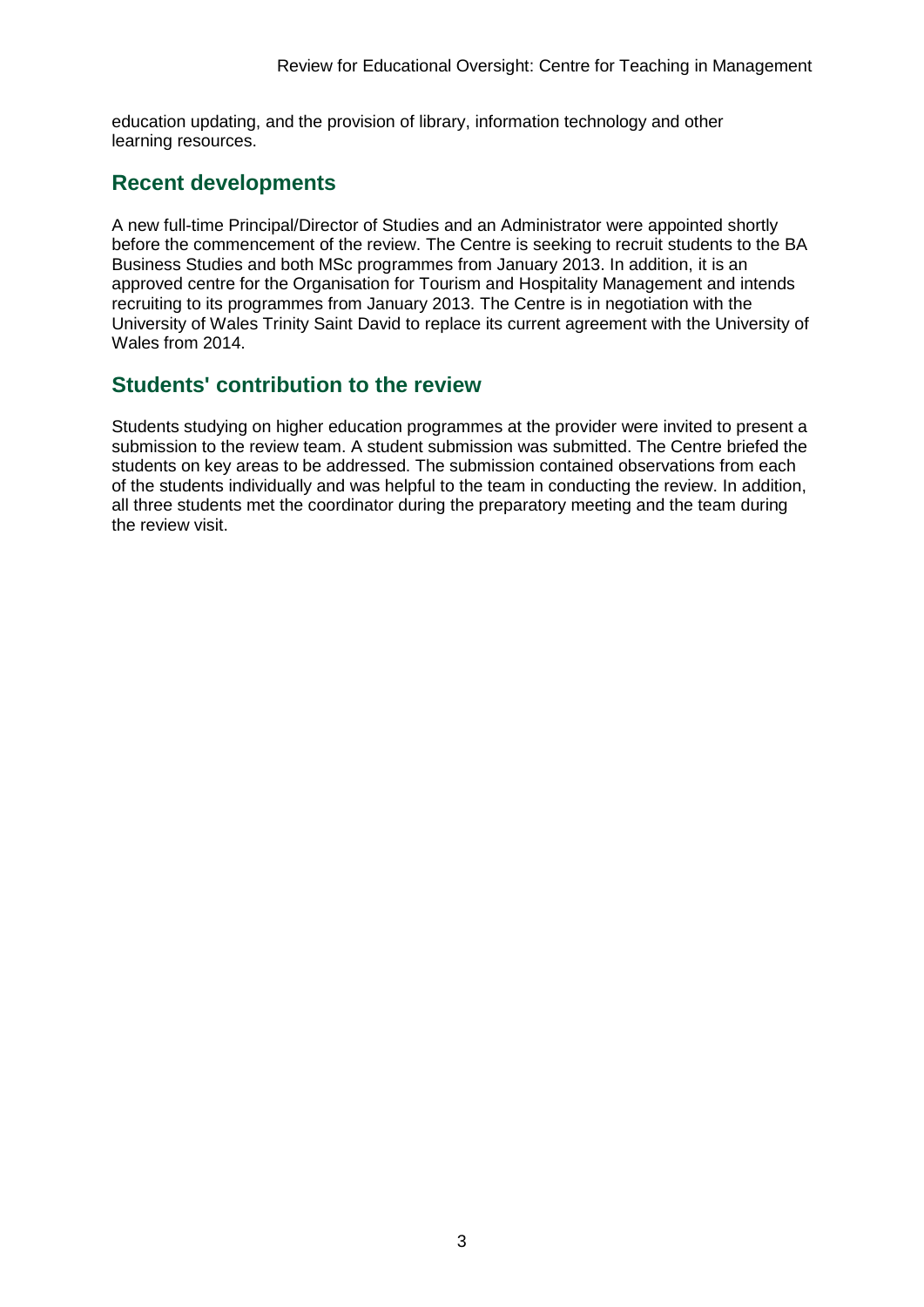education updating, and the provision of library, information technology and other learning resources.

## Recent developments

A new full-time Principal/Director of Studies and an Administrator were appointed shortly before the commencement of the review. The Centre is seeking to recruit students to the BA Business Studies and both MSc programmes from January 2013. In addition, it is an approved centre for the Organisation for Tourism and Hospitality Management and intends recruiting to its programmes from January 2013. The Centre is in negotiation with the University of Wales Trinity Saint David to replace its current agreement with the University of Wales from 2014.

## Students' contribution to the review

Students studying on higher education programmes at the provider were invited to present a submission to the review team. A student submission was submitted. The Centre briefed the students on key areas to be addressed. The submission contained observations from each of the students individually and was helpful to the team in conducting the review. In addition, all three students met the coordinator during the preparatory meeting and the team during the review visit.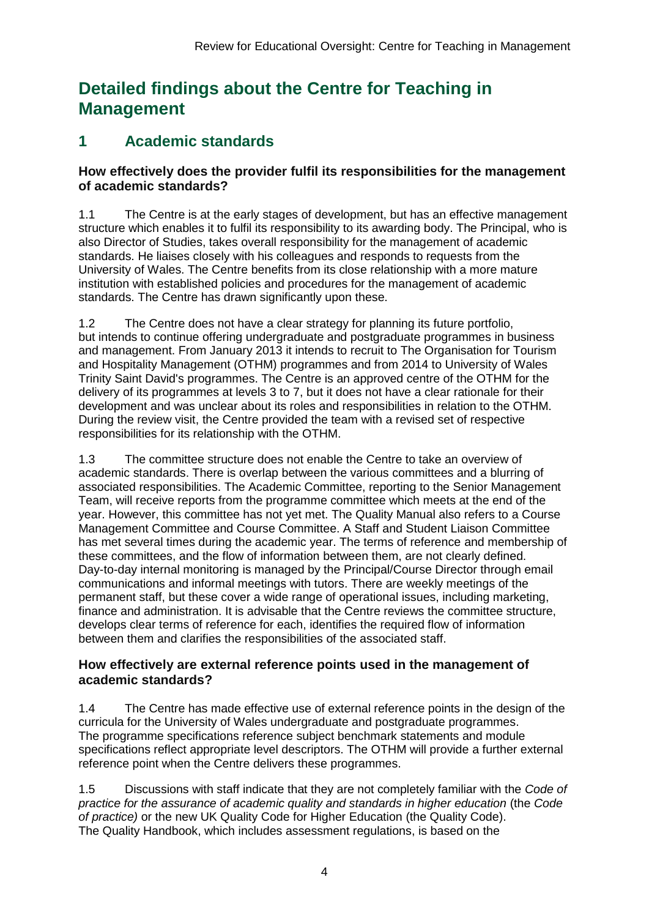# Detailed findings about the Centre for Teaching in Management

## 1 Academic standards

### How effectively does the provider fulfil its responsibilities for the management of academic standards?

1.1 The Centre is at the early stages of development, but has an effective management structure which enables it to fulfil its responsibility to its awarding body. The Principal, who is also Director of Studies, takes overall responsibility for the management of academic standards. He liaises closely with his colleagues and responds to requests from the University of Wales. The Centre benefits from its close relationship with a more mature institution with established policies and procedures for the management of academic standards. The Centre has drawn significantly upon these.

1.2 The Centre does not have a clear strategy for planning its future portfolio, but intends to continue offering undergraduate and postgraduate programmes in business and management. From January 2013 it intends to recruit to The Organisation for Tourism and Hospitality Management (OTHM) programmes and from 2014 to University of Wales Trinity Saint David's programmes. The Centre is an approved centre of the OTHM for the delivery of its programmes at levels 3 to 7, but it does not have a clear rationale for their development and was unclear about its roles and responsibilities in relation to the OTHM. During the review visit, the Centre provided the team with a revised set of respective responsibilities for its relationship with the OTHM.

1.3 The committee structure does not enable the Centre to take an overview of academic standards. There is overlap between the various committees and a blurring of associated responsibilities. The Academic Committee, reporting to the Senior Management Team, will receive reports from the programme committee which meets at the end of the year. However, this committee has not yet met. The Quality Manual also refers to a Course Management Committee and Course Committee. A Staff and Student Liaison Committee has met several times during the academic year. The terms of reference and membership of these committees, and the flow of information between them, are not clearly defined. Day-to-day internal monitoring is managed by the Principal/Course Director through email communications and informal meetings with tutors. There are weekly meetings of the permanent staff, but these cover a wide range of operational issues, including marketing, finance and administration. It is advisable that the Centre reviews the committee structure, develops clear terms of reference for each, identifies the required flow of information between them and clarifies the responsibilities of the associated staff.

### How effectively are external reference points used in the management of academic standards?

1.4 The Centre has made effective use of external reference points in the design of the curricula for the University of Wales undergraduate and postgraduate programmes. The programme specifications reference subject benchmark statements and module specifications reflect appropriate level descriptors. The OTHM will provide a further external reference point when the Centre delivers these programmes.

1.5 Discussions with staff indicate that they are not completely familiar with the *Code of practice for the assurance of academic quality and standards in higher education* (the *Code of practice)* or the new UK Quality Code for Higher Education (the Quality Code). The Quality Handbook, which includes assessment regulations, is based on the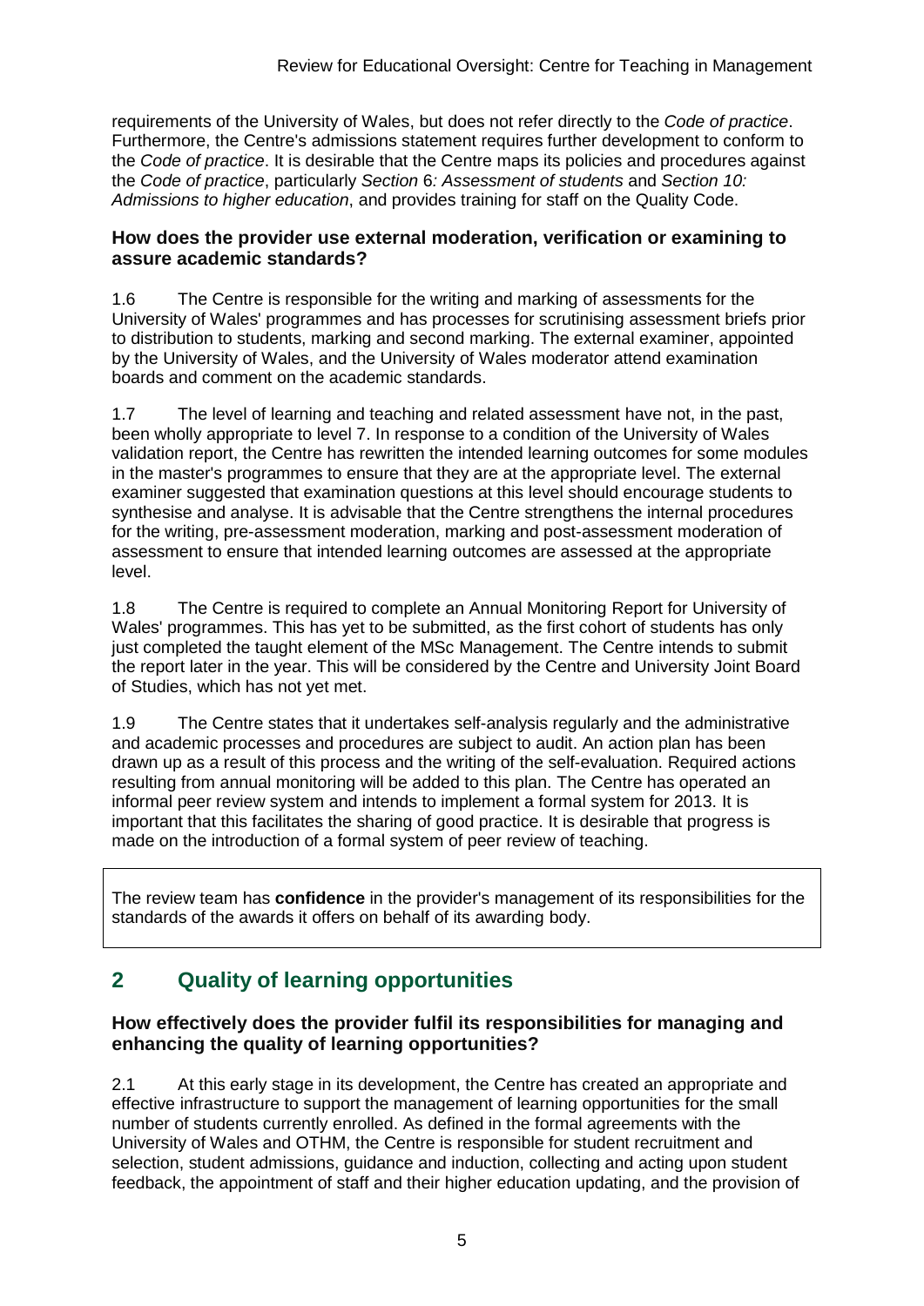requirements of the University of Wales, but does not refer directly to the *Code of practice*. Furthermore, the Centre's admissions statement requires further development to conform to the *Code of practice*. It is desirable that the Centre maps its policies and procedures against the *Code of practice*, particularly *Section* 6*: Assessment of students* and *Section 10: Admissions to higher education*, and provides training for staff on the Quality Code.

### How does the provider use external moderation, verification or examining to assure academic standards?

1.6 The Centre is responsible for the writing and marking of assessments for the University of Wales' programmes and has processes for scrutinising assessment briefs prior to distribution to students, marking and second marking. The external examiner, appointed by the University of Wales, and the University of Wales moderator attend examination boards and comment on the academic standards.

1.7 The level of learning and teaching and related assessment have not, in the past, been wholly appropriate to level 7. In response to a condition of the University of Wales validation report, the Centre has rewritten the intended learning outcomes for some modules in the master's programmes to ensure that they are at the appropriate level. The external examiner suggested that examination questions at this level should encourage students to synthesise and analyse. It is advisable that the Centre strengthens the internal procedures for the writing, pre-assessment moderation, marking and post-assessment moderation of assessment to ensure that intended learning outcomes are assessed at the appropriate level.

1.8 The Centre is required to complete an Annual Monitoring Report for University of Wales' programmes. This has yet to be submitted, as the first cohort of students has only just completed the taught element of the MSc Management. The Centre intends to submit the report later in the year. This will be considered by the Centre and University Joint Board of Studies, which has not yet met.

1.9 The Centre states that it undertakes self-analysis regularly and the administrative and academic processes and procedures are subject to audit. An action plan has been drawn up as a result of this process and the writing of the self-evaluation. Required actions resulting from annual monitoring will be added to this plan. The Centre has operated an informal peer review system and intends to implement a formal system for 2013. It is important that this facilitates the sharing of good practice. It is desirable that progress is made on the introduction of a formal system of peer review of teaching.

The review team has **confidence** in the provider's management of its responsibilities for the standards of the awards it offers on behalf of its awarding body.

## 2 Quality of learning opportunities

### How effectively does the provider fulfil its responsibilities for managing and enhancing the quality of learning opportunities?

2.1 At this early stage in its development, the Centre has created an appropriate and effective infrastructure to support the management of learning opportunities for the small number of students currently enrolled. As defined in the formal agreements with the University of Wales and OTHM, the Centre is responsible for student recruitment and selection, student admissions, guidance and induction, collecting and acting upon student feedback, the appointment of staff and their higher education updating, and the provision of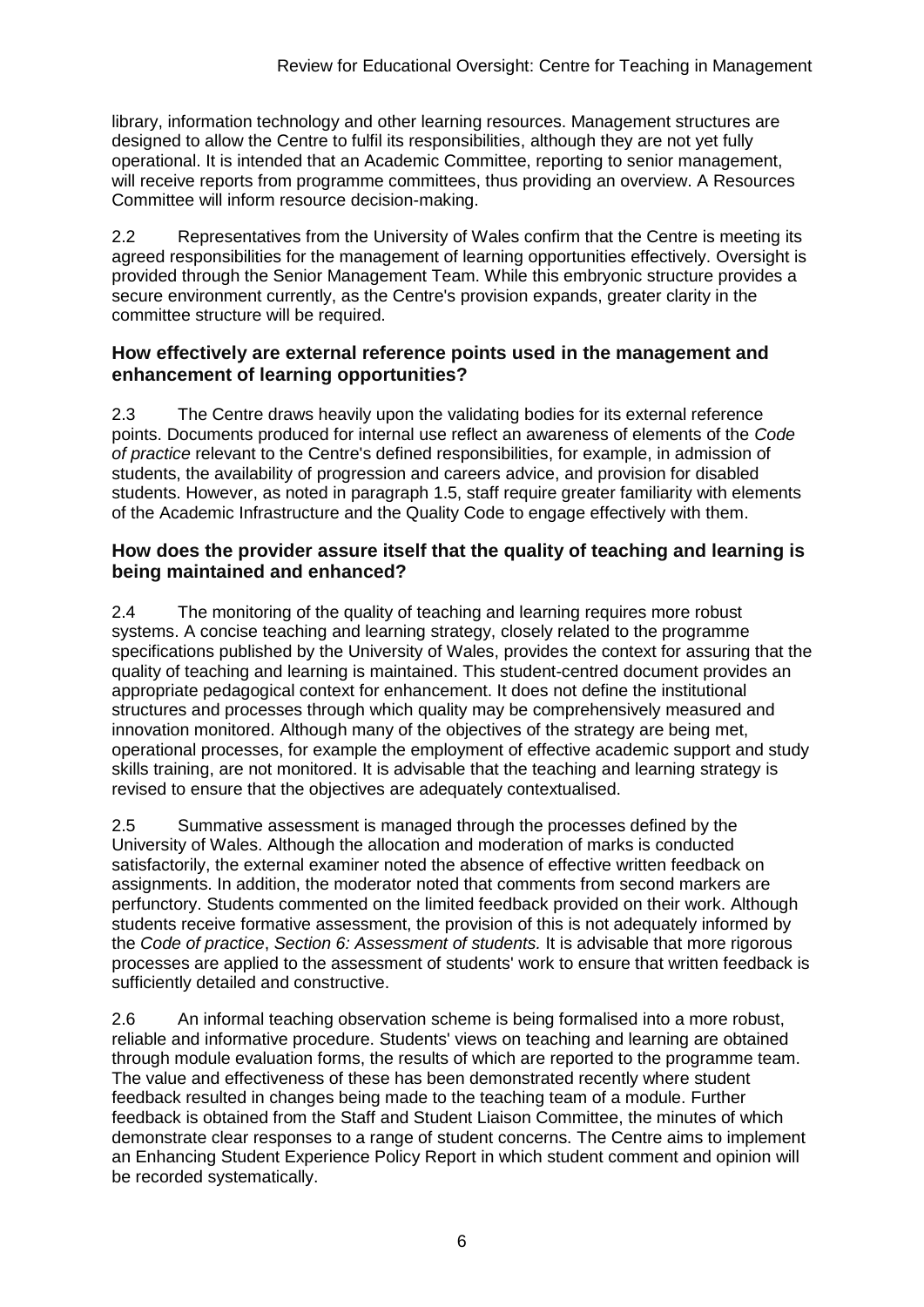library, information technology and other learning resources. Management structures are designed to allow the Centre to fulfil its responsibilities, although they are not yet fully operational. It is intended that an Academic Committee, reporting to senior management, will receive reports from programme committees, thus providing an overview. A Resources Committee will inform resource decision-making.

2.2 Representatives from the University of Wales confirm that the Centre is meeting its agreed responsibilities for the management of learning opportunities effectively. Oversight is provided through the Senior Management Team. While this embryonic structure provides a secure environment currently, as the Centre's provision expands, greater clarity in the committee structure will be required.

### How effectively are external reference points used in the management and enhancement of learning opportunities?

2.3 The Centre draws heavily upon the validating bodies for its external reference points. Documents produced for internal use reflect an awareness of elements of the *Code of practice* relevant to the Centre's defined responsibilities, for example, in admission of students, the availability of progression and careers advice, and provision for disabled students. However, as noted in paragraph 1.5, staff require greater familiarity with elements of the Academic Infrastructure and the Quality Code to engage effectively with them.

### How does the provider assure itself that the quality of teaching and learning is being maintained and enhanced?

2.4 The monitoring of the quality of teaching and learning requires more robust systems. A concise teaching and learning strategy, closely related to the programme specifications published by the University of Wales, provides the context for assuring that the quality of teaching and learning is maintained. This student-centred document provides an appropriate pedagogical context for enhancement. It does not define the institutional structures and processes through which quality may be comprehensively measured and innovation monitored. Although many of the objectives of the strategy are being met, operational processes, for example the employment of effective academic support and study skills training, are not monitored. It is advisable that the teaching and learning strategy is revised to ensure that the objectives are adequately contextualised.

2.5 Summative assessment is managed through the processes defined by the University of Wales. Although the allocation and moderation of marks is conducted satisfactorily, the external examiner noted the absence of effective written feedback on assignments. In addition, the moderator noted that comments from second markers are perfunctory. Students commented on the limited feedback provided on their work. Although students receive formative assessment, the provision of this is not adequately informed by the *Code of practice*, *Section 6: Assessment of students.* It is advisable that more rigorous processes are applied to the assessment of students' work to ensure that written feedback is sufficiently detailed and constructive.

2.6 An informal teaching observation scheme is being formalised into a more robust, reliable and informative procedure. Students' views on teaching and learning are obtained through module evaluation forms, the results of which are reported to the programme team. The value and effectiveness of these has been demonstrated recently where student feedback resulted in changes being made to the teaching team of a module. Further feedback is obtained from the Staff and Student Liaison Committee, the minutes of which demonstrate clear responses to a range of student concerns. The Centre aims to implement an Enhancing Student Experience Policy Report in which student comment and opinion will be recorded systematically.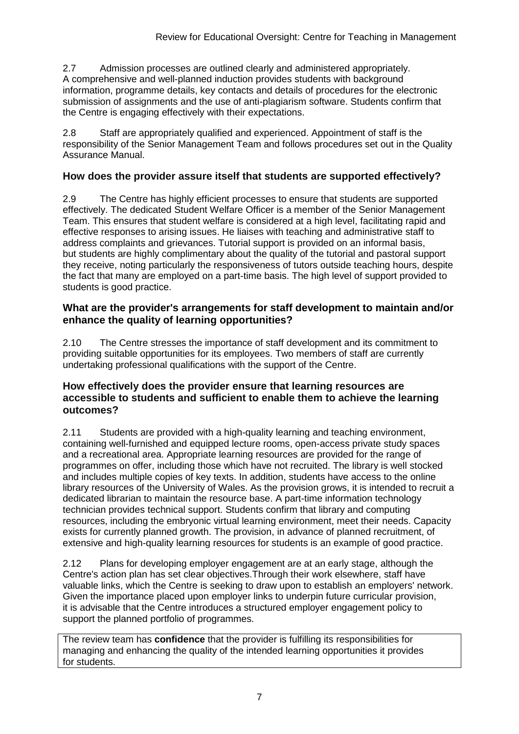2.7 Admission processes are outlined clearly and administered appropriately. A comprehensive and well-planned induction provides students with background information, programme details, key contacts and details of procedures for the electronic submission of assignments and the use of anti-plagiarism software. Students confirm that the Centre is engaging effectively with their expectations.

2.8 Staff are appropriately qualified and experienced. Appointment of staff is the responsibility of the Senior Management Team and follows procedures set out in the Quality Assurance Manual.

### How does the provider assure itself that students are supported effectively?

2.9 The Centre has highly efficient processes to ensure that students are supported effectively. The dedicated Student Welfare Officer is a member of the Senior Management Team. This ensures that student welfare is considered at a high level, facilitating rapid and effective responses to arising issues. He liaises with teaching and administrative staff to address complaints and grievances. Tutorial support is provided on an informal basis, but students are highly complimentary about the quality of the tutorial and pastoral support they receive, noting particularly the responsiveness of tutors outside teaching hours, despite the fact that many are employed on a part-time basis. The high level of support provided to students is good practice.

### What are the provider's arrangements for staff development to maintain and/or enhance the quality of learning opportunities?

2.10 The Centre stresses the importance of staff development and its commitment to providing suitable opportunities for its employees. Two members of staff are currently undertaking professional qualifications with the support of the Centre.

### How effectively does the provider ensure that learning resources are accessible to students and sufficient to enable them to achieve the learning outcomes?

2.11 Students are provided with a high-quality learning and teaching environment, containing well-furnished and equipped lecture rooms, open-access private study spaces and a recreational area. Appropriate learning resources are provided for the range of programmes on offer, including those which have not recruited. The library is well stocked and includes multiple copies of key texts. In addition, students have access to the online library resources of the University of Wales. As the provision grows, it is intended to recruit a dedicated librarian to maintain the resource base. A part-time information technology technician provides technical support. Students confirm that library and computing resources, including the embryonic virtual learning environment, meet their needs. Capacity exists for currently planned growth. The provision, in advance of planned recruitment, of extensive and high-quality learning resources for students is an example of good practice.

2.12 Plans for developing employer engagement are at an early stage, although the Centre's action plan has set clear objectives.Through their work elsewhere, staff have valuable links, which the Centre is seeking to draw upon to establish an employers' network. Given the importance placed upon employer links to underpin future curricular provision, it is advisable that the Centre introduces a structured employer engagement policy to support the planned portfolio of programmes.

The review team has **confidence** that the provider is fulfilling its responsibilities for managing and enhancing the quality of the intended learning opportunities it provides for students.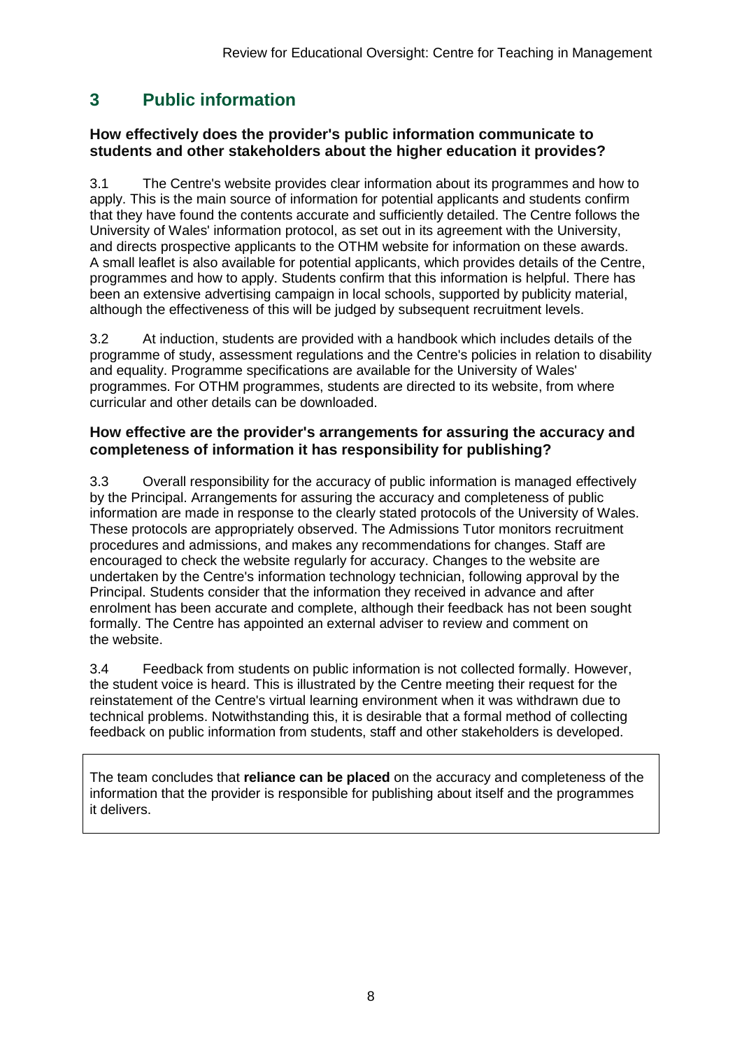## 3 Public information

### How effectively does the provider's public information communicate to students and other stakeholders about the higher education it provides?

3.1 The Centre's website provides clear information about its programmes and how to apply. This is the main source of information for potential applicants and students confirm that they have found the contents accurate and sufficiently detailed. The Centre follows the University of Wales' information protocol, as set out in its agreement with the University, and directs prospective applicants to the OTHM website for information on these awards. A small leaflet is also available for potential applicants, which provides details of the Centre, programmes and how to apply. Students confirm that this information is helpful. There has been an extensive advertising campaign in local schools, supported by publicity material, although the effectiveness of this will be judged by subsequent recruitment levels.

3.2 At induction, students are provided with a handbook which includes details of the programme of study, assessment regulations and the Centre's policies in relation to disability and equality. Programme specifications are available for the University of Wales' programmes. For OTHM programmes, students are directed to its website, from where curricular and other details can be downloaded.

### How effective are the provider's arrangements for assuring the accuracy and completeness of information it has responsibility for publishing?

3.3 Overall responsibility for the accuracy of public information is managed effectively by the Principal. Arrangements for assuring the accuracy and completeness of public information are made in response to the clearly stated protocols of the University of Wales. These protocols are appropriately observed. The Admissions Tutor monitors recruitment procedures and admissions, and makes any recommendations for changes. Staff are encouraged to check the website regularly for accuracy. Changes to the website are undertaken by the Centre's information technology technician, following approval by the Principal. Students consider that the information they received in advance and after enrolment has been accurate and complete, although their feedback has not been sought formally. The Centre has appointed an external adviser to review and comment on the website.

3.4 Feedback from students on public information is not collected formally. However, the student voice is heard. This is illustrated by the Centre meeting their request for the reinstatement of the Centre's virtual learning environment when it was withdrawn due to technical problems. Notwithstanding this, it is desirable that a formal method of collecting feedback on public information from students, staff and other stakeholders is developed.

The team concludes that **reliance can be placed** on the accuracy and completeness of the information that the provider is responsible for publishing about itself and the programmes it delivers.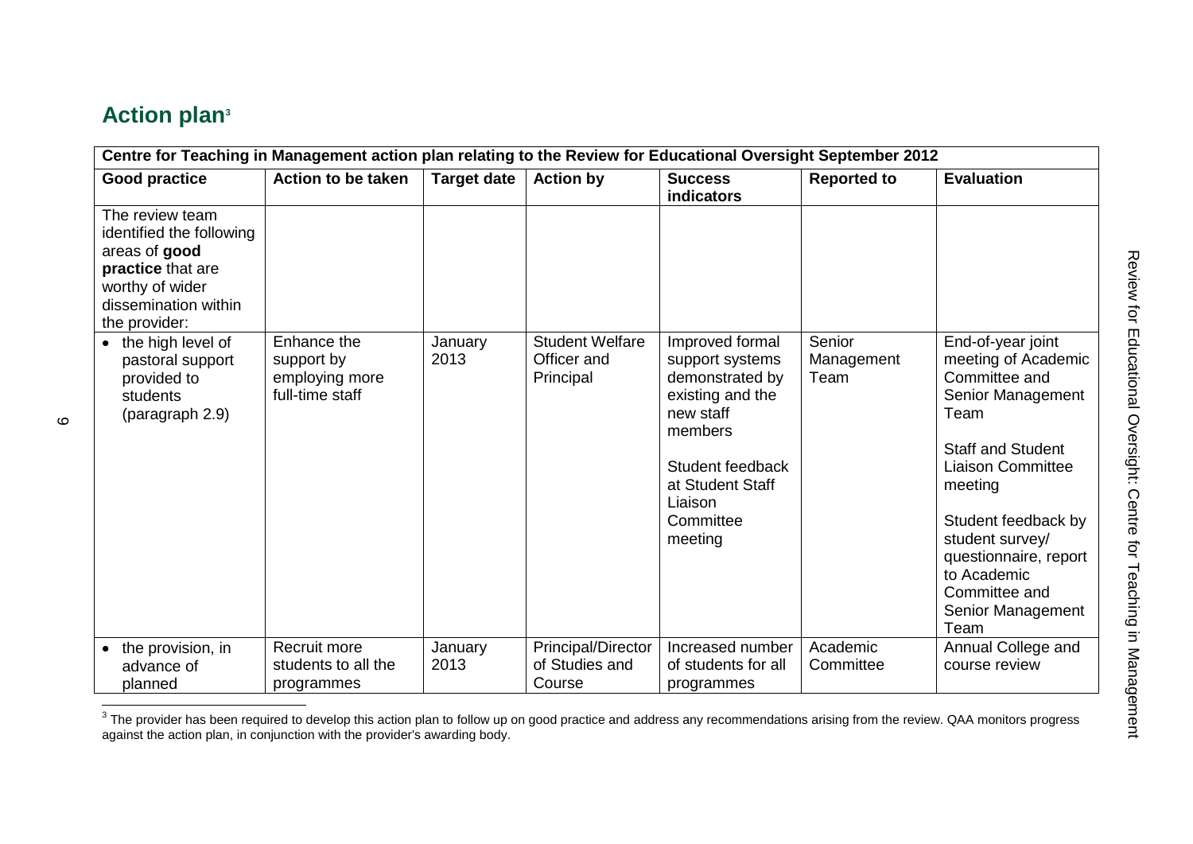## Action plan[3]

| Centre for Teaching in Management action plan relating to the Review for Educational Oversight September 2012 | | | | | | |
|---|---|---|---|---|---|---|
| **Good practice** | **Action to be taken** | **Target date** | **Action by** | **Success indicators** | **Reported to** | **Evaluation** |
| The review team identified the following areas of **good practice** that are worthy of wider dissemination within the provider: | | | | | | |
| • the high level of pastoral support provided to students (paragraph 2.9) | Enhance the support by employing more full-time staff | January 2013 | Student Welfare Officer and Principal | Improved formal support systems demonstrated by existing and the new staff members<br><br>Student feedback at Student Staff Liaison Committee meeting | Senior Management Team | End-of-year joint meeting of Academic Committee and Senior Management Team<br><br>Staff and Student Liaison Committee meeting<br><br>Student feedback by student survey/ questionnaire, report to Academic Committee and Senior Management Team |
| • the provision, in advance of planned | Recruit more students to all the programmes | January 2013 | Principal/Director of Studies and Course | Increased number of students for all programmes | Academic Committee | Annual College and course review |

[3] The provider has been required to develop this action plan to follow up on good practice and address any recommendations arising from the review. QAA monitors progress against the action plan, in conjunction with the provider's awarding body.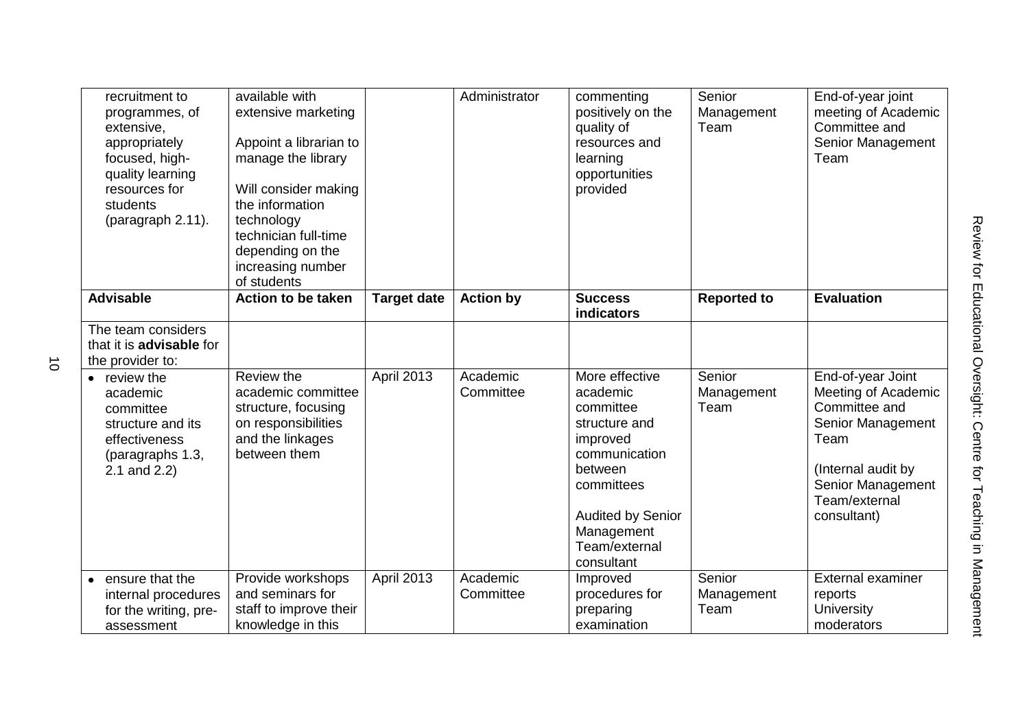| | | | | | | |
|---|---|---|---|---|---|---|
| recruitment to programmes, of extensive, appropriately focused, high-quality learning resources for students (paragraph 2.11). | available with extensive marketing<br><br>Appoint a librarian to manage the library<br><br>Will consider making the information technology technician full-time depending on the increasing number of students | | Administrator | commenting positively on the quality of resources and learning opportunities provided | Senior Management Team | End-of-year joint meeting of Academic Committee and Senior Management Team |
| **Advisable** | **Action to be taken** | **Target date** | **Action by** | **Success indicators** | **Reported to** | **Evaluation** |
| The team considers that it is **advisable** for the provider to: | | | | | | |
| • review the academic committee structure and its effectiveness (paragraphs 1.3, 2.1 and 2.2) | Review the academic committee structure, focusing on responsibilities and the linkages between them | April 2013 | Academic Committee | More effective academic committee structure and improved communication between committees<br><br>Audited by Senior Management Team/external consultant | Senior Management Team | End-of-year Joint Meeting of Academic Committee and Senior Management Team<br><br>(Internal audit by Senior Management Team/external consultant) |
| • ensure that the internal procedures for the writing, pre-assessment | Provide workshops and seminars for staff to improve their knowledge in this | April 2013 | Academic Committee | Improved procedures for preparing examination | Senior Management Team | External examiner reports<br>University moderators |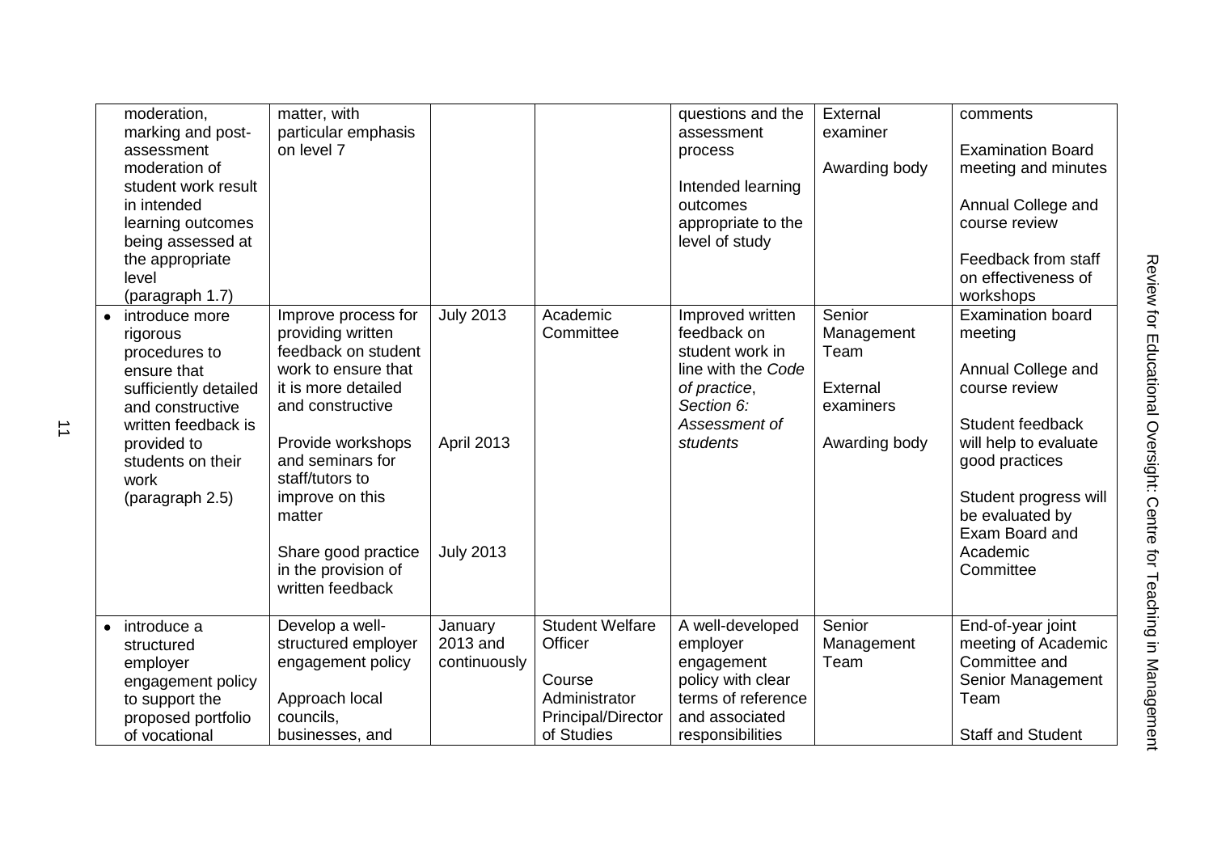| | | | | | | |
|---|---|---|---|---|---|---|
| moderation, marking and post-assessment moderation of student work result in intended learning outcomes being assessed at the appropriate level (paragraph 1.7) | matter, with particular emphasis on level 7 | | | questions and the assessment process<br><br>Intended learning outcomes appropriate to the level of study | External examiner<br><br>Awarding body | comments<br><br>Examination Board meeting and minutes<br><br>Annual College and course review<br><br>Feedback from staff on effectiveness of workshops |
| • introduce more rigorous procedures to ensure that sufficiently detailed and constructive written feedback is provided to students on their work (paragraph 2.5) | Improve process for providing written feedback on student work to ensure that it is more detailed and constructive<br><br>Provide workshops and seminars for staff/tutors to improve on this matter<br><br>Share good practice in the provision of written feedback | July 2013<br><br>April 2013<br><br>July 2013 | Academic Committee | Improved written feedback on student work in line with the *Code of practice*, *Section 6: Assessment of students* | Senior Management Team<br><br>External examiners<br><br>Awarding body | Examination board meeting<br><br>Annual College and course review<br><br>Student feedback will help to evaluate good practices<br><br>Student progress will be evaluated by Exam Board and Academic Committee |
| • introduce a structured employer engagement policy to support the proposed portfolio of vocational | Develop a well-structured employer engagement policy<br><br>Approach local councils, businesses, and | January 2013 and continuously | Student Welfare Officer<br><br>Course Administrator Principal/Director of Studies | A well-developed employer engagement policy with clear terms of reference and associated responsibilities | Senior Management Team | End-of-year joint meeting of Academic Committee and Senior Management Team<br><br>Staff and Student |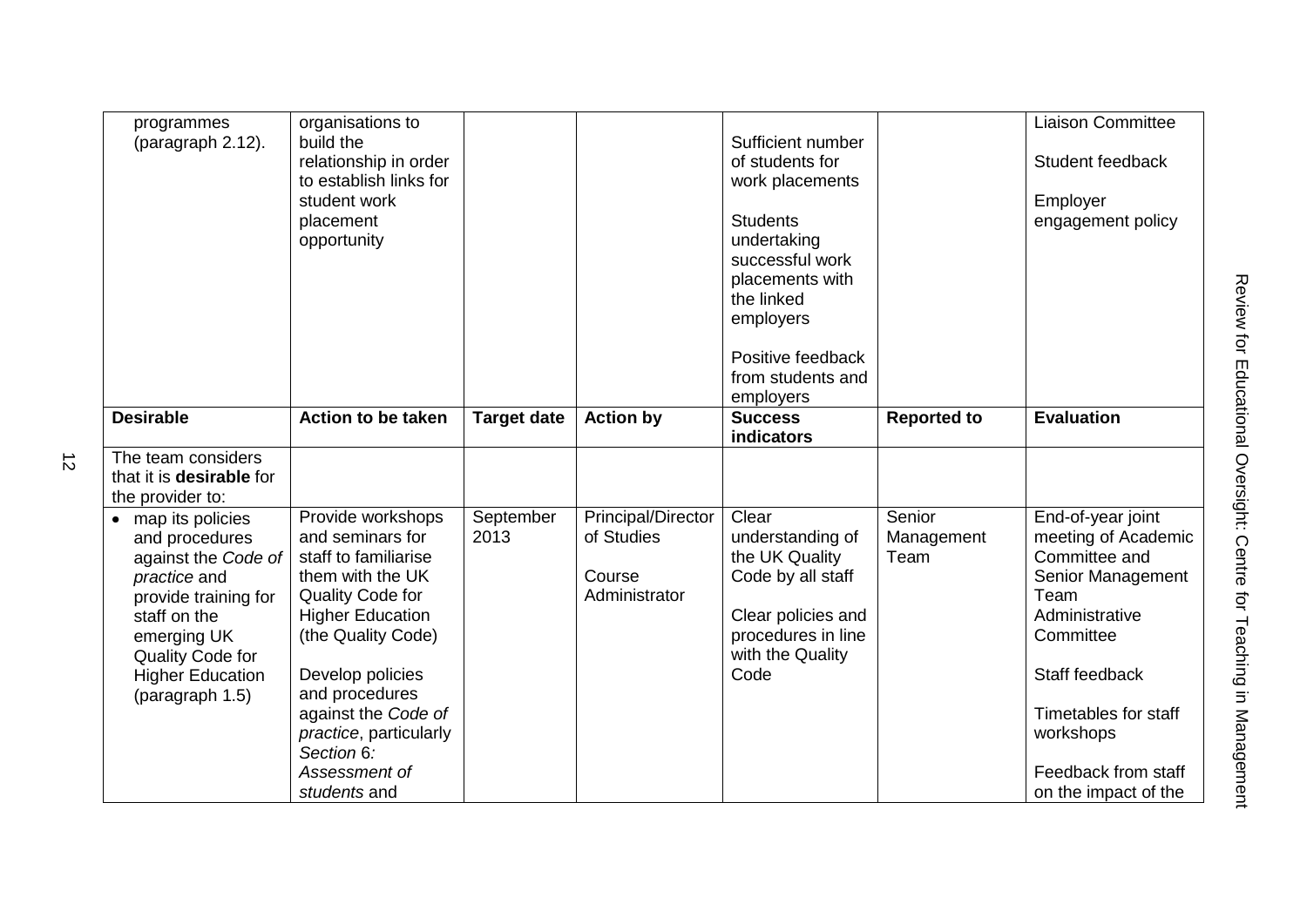| | | | | | | |
|---|---|---|---|---|---|---|
| programmes (paragraph 2.12). | organisations to build the relationship in order to establish links for student work placement opportunity | | | Sufficient number of students for work placements<br><br>Students undertaking successful work placements with the linked employers<br><br>Positive feedback from students and employers | | Liaison Committee<br><br>Student feedback<br><br>Employer engagement policy |
| **Desirable** | **Action to be taken** | **Target date** | **Action by** | **Success indicators** | **Reported to** | **Evaluation** |
| The team considers that it is **desirable** for the provider to: | | | | | | |
| • map its policies and procedures against the *Code of practice* and provide training for staff on the emerging UK Quality Code for Higher Education (paragraph 1.5) | Provide workshops and seminars for staff to familiarise them with the UK Quality Code for Higher Education (the Quality Code)<br><br>Develop policies and procedures against the *Code of practice*, particularly *Section 6: Assessment of students* and | September 2013 | Principal/Director of Studies<br><br>Course Administrator | Clear understanding of the UK Quality Code by all staff<br><br>Clear policies and procedures in line with the Quality Code | Senior Management Team | End-of-year joint meeting of Academic Committee and Senior Management Team<br>Administrative Committee<br><br>Staff feedback<br><br>Timetables for staff workshops<br><br>Feedback from staff on the impact of the |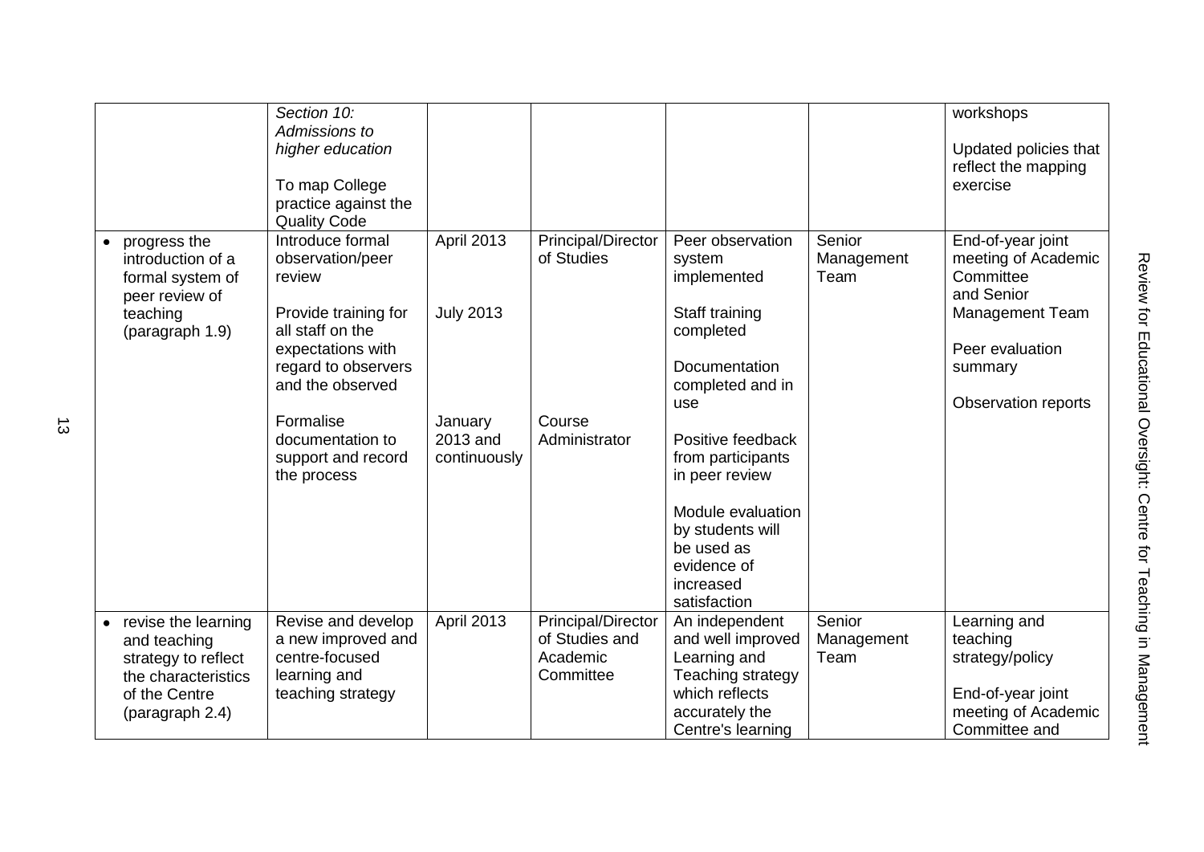| | *Section 10: Admissions to higher education*<br><br>To map College practice against the Quality Code | | | | | workshops<br><br>Updated policies that reflect the mapping exercise |
|---|---|---|---|---|---|---|
| • progress the introduction of a formal system of peer review of teaching (paragraph 1.9) | Introduce formal observation/peer review<br><br>Provide training for all staff on the expectations with regard to observers and the observed<br><br>Formalise documentation to support and record the process | April 2013<br><br>July 2013<br><br>January 2013 and continuously | Principal/Director of Studies<br><br>Course Administrator | Peer observation system implemented<br><br>Staff training completed<br><br>Documentation completed and in use<br><br>Positive feedback from participants in peer review<br><br>Module evaluation by students will be used as evidence of increased satisfaction | Senior Management Team | End-of-year joint meeting of Academic Committee and Senior Management Team<br><br>Peer evaluation summary<br><br>Observation reports |
| • revise the learning and teaching strategy to reflect the characteristics of the Centre (paragraph 2.4) | Revise and develop a new improved and centre-focused learning and teaching strategy | April 2013 | Principal/Director of Studies and Academic Committee | An independent and well improved Learning and Teaching strategy which reflects accurately the Centre's learning | Senior Management Team | Learning and teaching strategy/policy<br><br>End-of-year joint meeting of Academic Committee and |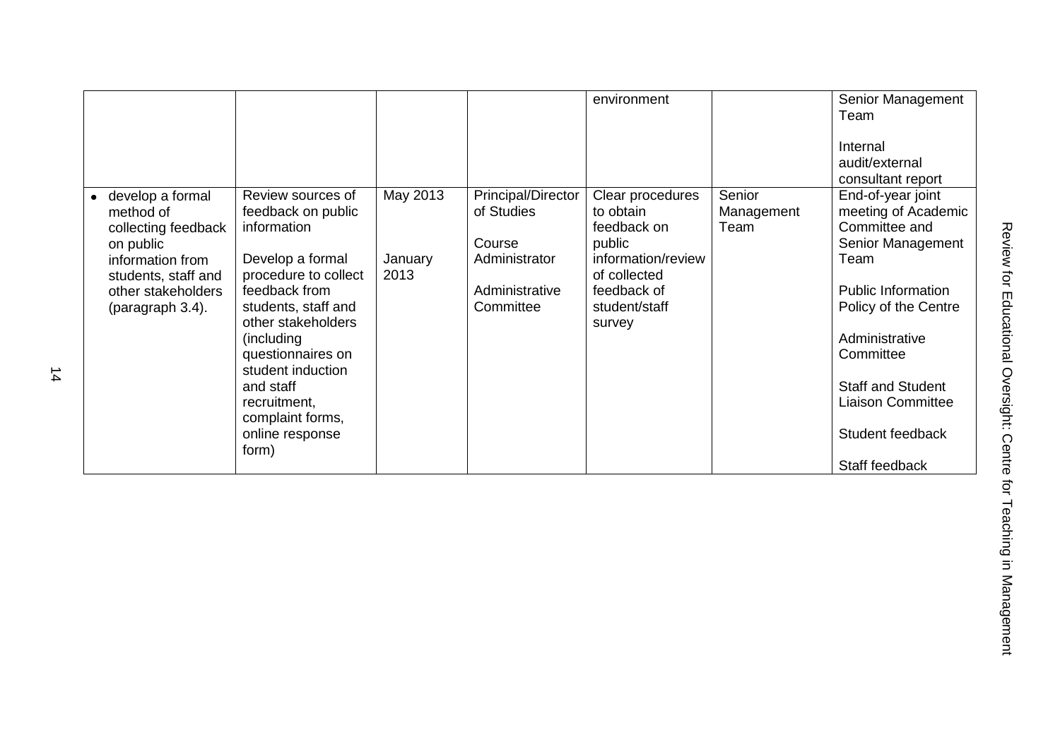| | | | | environment | | Senior Management Team<br><br>Internal audit/external consultant report |
|---|---|---|---|---|---|---|
| • develop a formal method of collecting feedback on public information from students, staff and other stakeholders (paragraph 3.4). | Review sources of feedback on public information<br><br>Develop a formal procedure to collect feedback from students, staff and other stakeholders (including questionnaires on student induction and staff recruitment, complaint forms, online response form) | May 2013<br><br>January 2013 | Principal/Director of Studies<br><br>Course Administrator<br><br>Administrative Committee | Clear procedures to obtain feedback on public information/review of collected feedback of student/staff survey | Senior Management Team | End-of-year joint meeting of Academic Committee and Senior Management Team<br><br>Public Information Policy of the Centre<br><br>Administrative Committee<br><br>Staff and Student Liaison Committee<br><br>Student feedback<br><br>Staff feedback |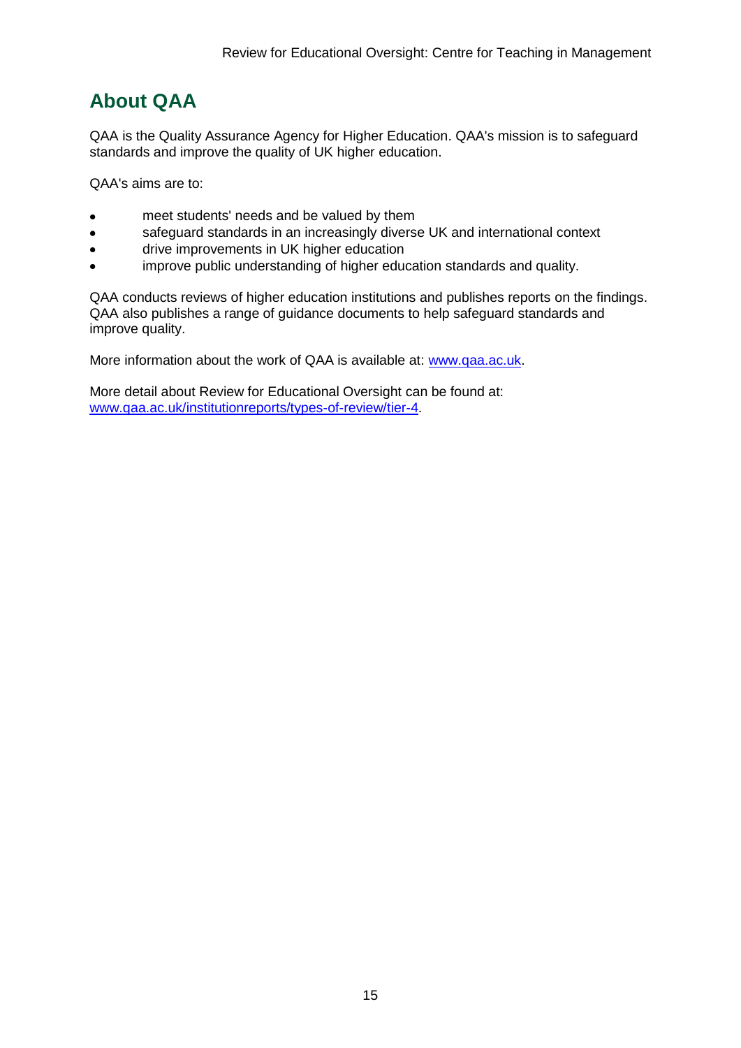## About QAA

QAA is the Quality Assurance Agency for Higher Education. QAA's mission is to safeguard standards and improve the quality of UK higher education.

QAA's aims are to:

- meet students' needs and be valued by them
- safeguard standards in an increasingly diverse UK and international context
- drive improvements in UK higher education
- improve public understanding of higher education standards and quality.

QAA conducts reviews of higher education institutions and publishes reports on the findings. QAA also publishes a range of guidance documents to help safeguard standards and improve quality.

More information about the work of QAA is available at: [www.qaa.ac.uk](http://www.qaa.ac.uk).

More detail about Review for Educational Oversight can be found at: [www.qaa.ac.uk/institutionreports/types-of-review/tier-4](http://www.qaa.ac.uk/institutionreports/types-of-review/tier-4).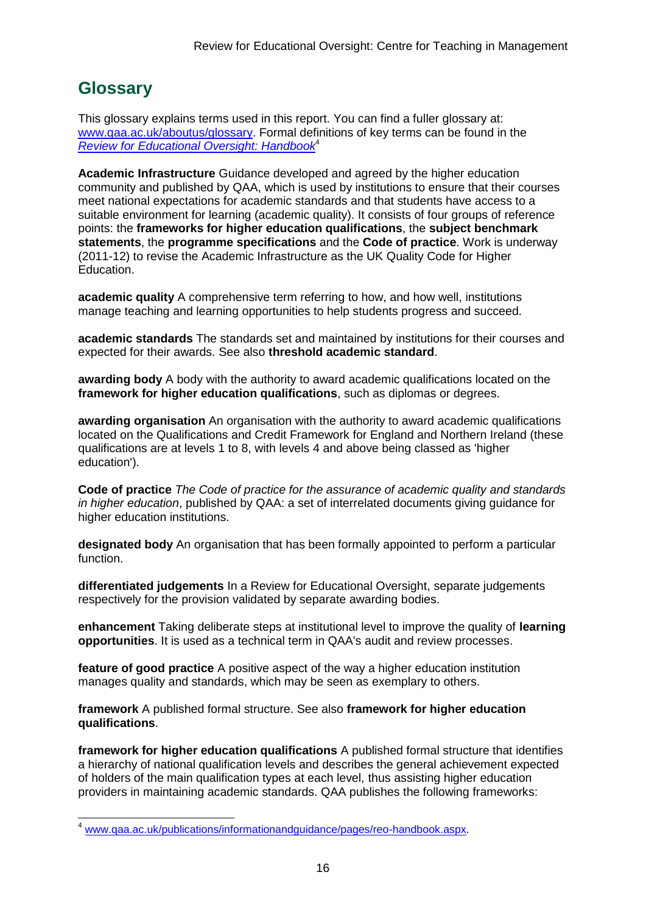## Glossary

This glossary explains terms used in this report. You can find a fuller glossary at: [www.qaa.ac.uk/aboutus/glossary](www.qaa.ac.uk/aboutus/glossary). Formal definitions of key terms can be found in the *Review for Educational Oversight: Handbook*[4]

**Academic Infrastructure** Guidance developed and agreed by the higher education community and published by QAA, which is used by institutions to ensure that their courses meet national expectations for academic standards and that students have access to a suitable environment for learning (academic quality). It consists of four groups of reference points: the **frameworks for higher education qualifications**, the **subject benchmark statements**, the **programme specifications** and the **Code of practice**. Work is underway (2011-12) to revise the Academic Infrastructure as the UK Quality Code for Higher Education.

**academic quality** A comprehensive term referring to how, and how well, institutions manage teaching and learning opportunities to help students progress and succeed.

**academic standards** The standards set and maintained by institutions for their courses and expected for their awards. See also **threshold academic standard**.

**awarding body** A body with the authority to award academic qualifications located on the **framework for higher education qualifications**, such as diplomas or degrees.

**awarding organisation** An organisation with the authority to award academic qualifications located on the Qualifications and Credit Framework for England and Northern Ireland (these qualifications are at levels 1 to 8, with levels 4 and above being classed as 'higher education').

**Code of practice** *The Code of practice for the assurance of academic quality and standards in higher education*, published by QAA: a set of interrelated documents giving guidance for higher education institutions.

**designated body** An organisation that has been formally appointed to perform a particular function.

**differentiated judgements** In a Review for Educational Oversight, separate judgements respectively for the provision validated by separate awarding bodies.

**enhancement** Taking deliberate steps at institutional level to improve the quality of **learning opportunities**. It is used as a technical term in QAA's audit and review processes.

**feature of good practice** A positive aspect of the way a higher education institution manages quality and standards, which may be seen as exemplary to others.

**framework** A published formal structure. See also **framework for higher education qualifications**.

**framework for higher education qualifications** A published formal structure that identifies a hierarchy of national qualification levels and describes the general achievement expected of holders of the main qualification types at each level, thus assisting higher education providers in maintaining academic standards. QAA publishes the following frameworks:

[4] [www.qaa.ac.uk/publications/informationandguidance/pages/reo-handbook.aspx](www.qaa.ac.uk/publications/informationandguidance/pages/reo-handbook.aspx).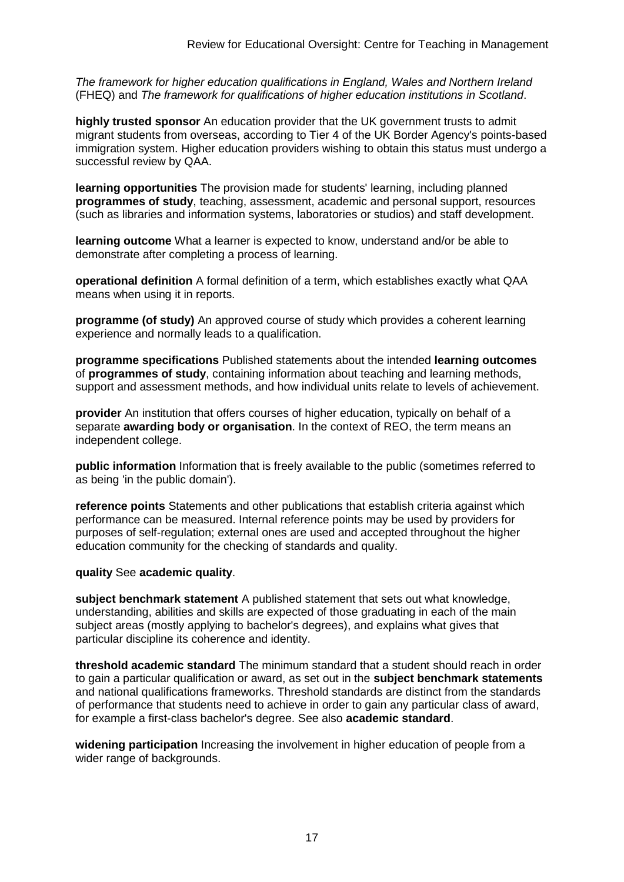*The framework for higher education qualifications in England, Wales and Northern Ireland* (FHEQ) and *The framework for qualifications of higher education institutions in Scotland*.

**highly trusted sponsor** An education provider that the UK government trusts to admit migrant students from overseas, according to Tier 4 of the UK Border Agency's points-based immigration system. Higher education providers wishing to obtain this status must undergo a successful review by QAA.

**learning opportunities** The provision made for students' learning, including planned **programmes of study**, teaching, assessment, academic and personal support, resources (such as libraries and information systems, laboratories or studios) and staff development.

**learning outcome** What a learner is expected to know, understand and/or be able to demonstrate after completing a process of learning.

**operational definition** A formal definition of a term, which establishes exactly what QAA means when using it in reports.

**programme (of study)** An approved course of study which provides a coherent learning experience and normally leads to a qualification.

**programme specifications** Published statements about the intended **learning outcomes** of **programmes of study**, containing information about teaching and learning methods, support and assessment methods, and how individual units relate to levels of achievement.

**provider** An institution that offers courses of higher education, typically on behalf of a separate **awarding body or organisation**. In the context of REO, the term means an independent college.

**public information** Information that is freely available to the public (sometimes referred to as being 'in the public domain').

**reference points** Statements and other publications that establish criteria against which performance can be measured. Internal reference points may be used by providers for purposes of self-regulation; external ones are used and accepted throughout the higher education community for the checking of standards and quality.

**quality** See **academic quality**.

**subject benchmark statement** A published statement that sets out what knowledge, understanding, abilities and skills are expected of those graduating in each of the main subject areas (mostly applying to bachelor's degrees), and explains what gives that particular discipline its coherence and identity.

**threshold academic standard** The minimum standard that a student should reach in order to gain a particular qualification or award, as set out in the **subject benchmark statements** and national qualifications frameworks. Threshold standards are distinct from the standards of performance that students need to achieve in order to gain any particular class of award, for example a first-class bachelor's degree. See also **academic standard**.

**widening participation** Increasing the involvement in higher education of people from a wider range of backgrounds.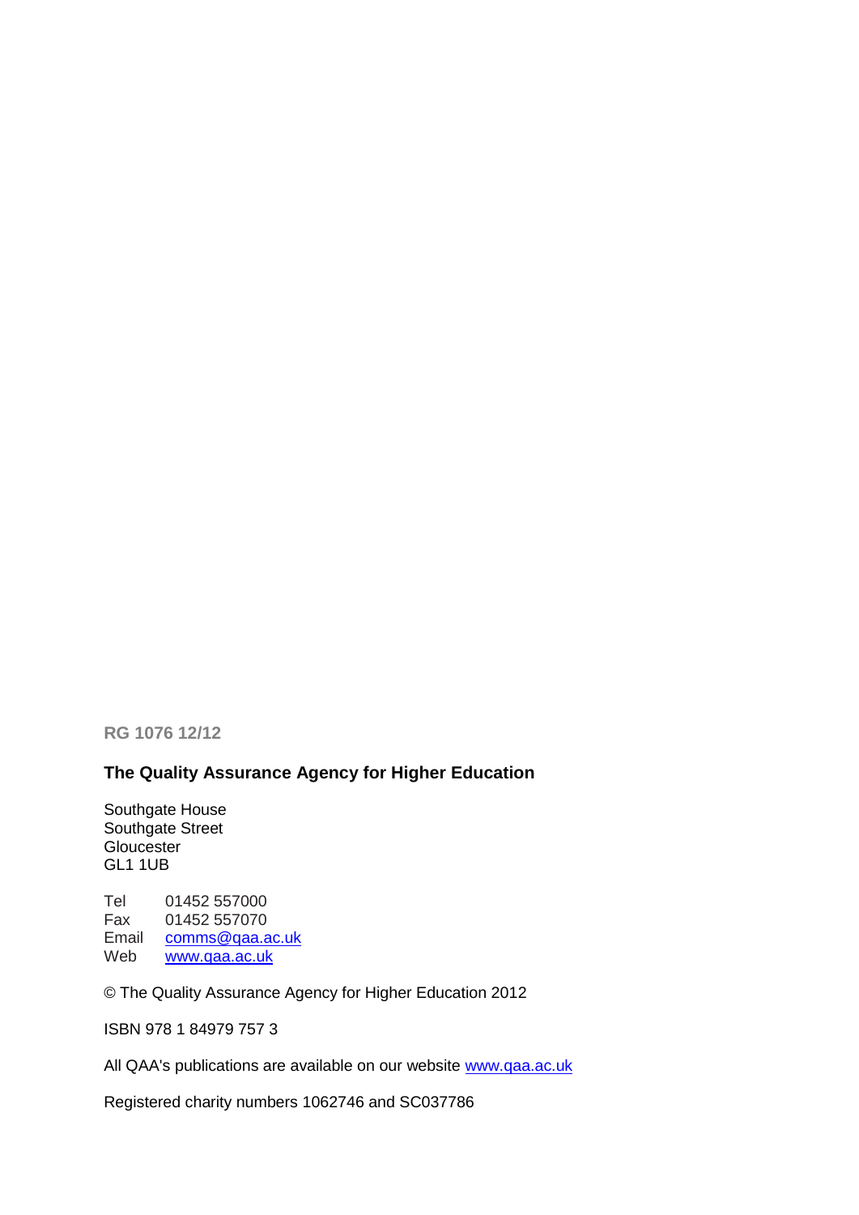**RG 1076 12/12**

**The Quality Assurance Agency for Higher Education**

Southgate House
Southgate Street
Gloucester
GL1 1UB

Tel 01452 557000
Fax 01452 557070
Email comms@qaa.ac.uk
Web www.qaa.ac.uk

© The Quality Assurance Agency for Higher Education 2012

ISBN 978 1 84979 757 3

All QAA's publications are available on our website www.qaa.ac.uk

Registered charity numbers 1062746 and SC037786